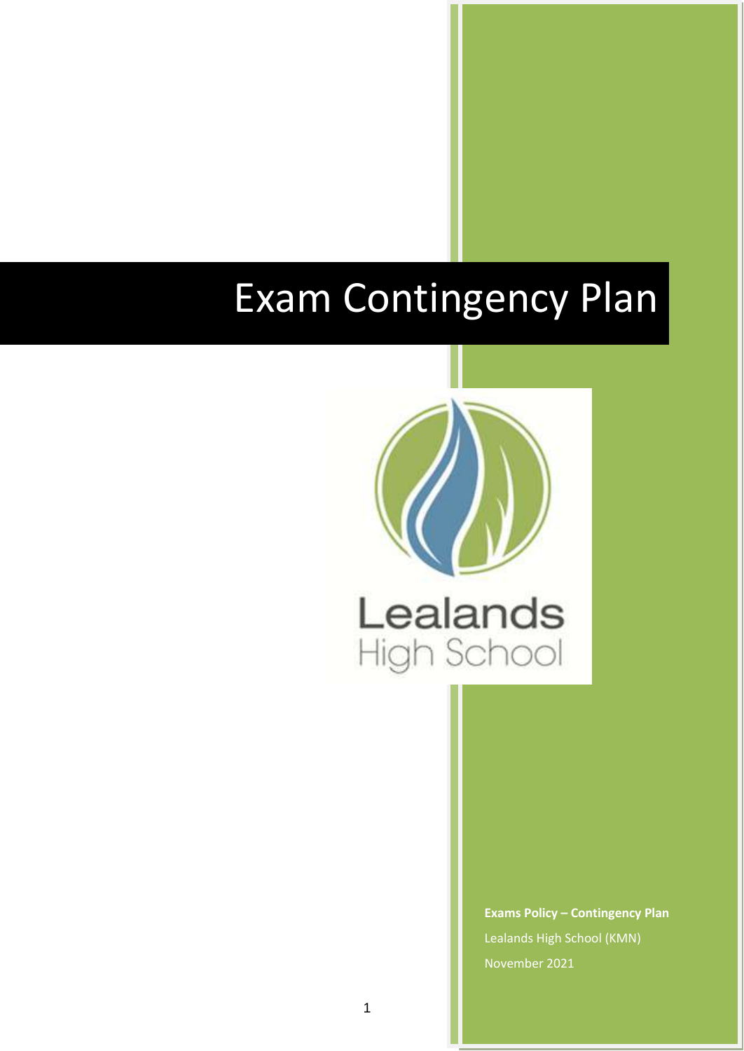# Exam Contingency Plan

Lealands High School

**Exams Policy – Contingency Plan**

Lealands High School (KMN)

November 2021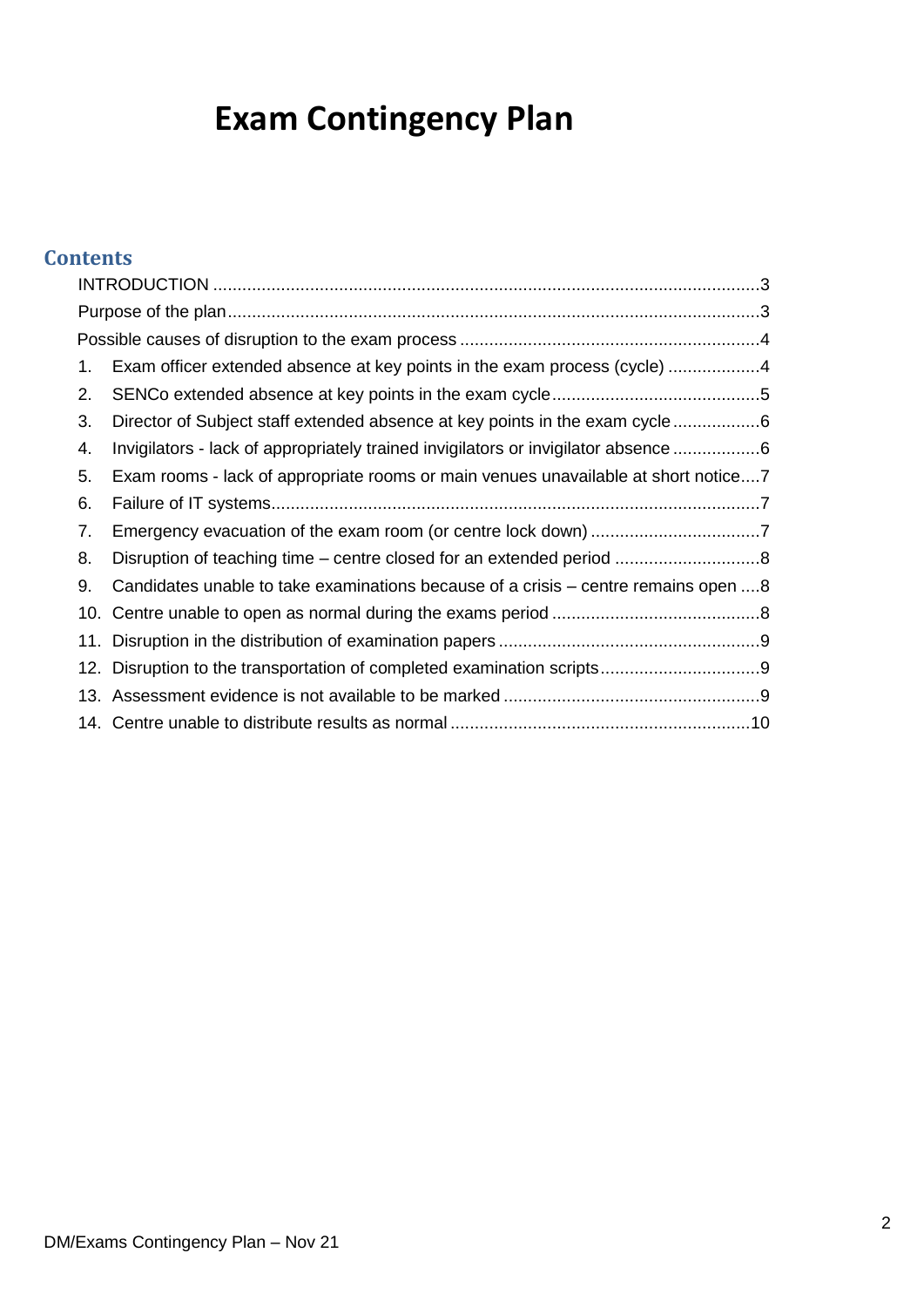# Exam Contingency Plan

## Contents

INTRODUCTION .....3

Purpose of the plan .....3

Possible causes of disruption to the exam process .....4

1. Exam officer extended absence at key points in the exam process (cycle) .....4
2. SENCo extended absence at key points in the exam cycle .....5
3. Director of Subject staff extended absence at key points in the exam cycle .....6
4. Invigilators - lack of appropriately trained invigilators or invigilator absence .....6
5. Exam rooms - lack of appropriate rooms or main venues unavailable at short notice .....7
6. Failure of IT systems .....7
7. Emergency evacuation of the exam room (or centre lock down) .....7
8. Disruption of teaching time – centre closed for an extended period .....8
9. Candidates unable to take examinations because of a crisis – centre remains open .....8
10. Centre unable to open as normal during the exams period .....8
11. Disruption in the distribution of examination papers .....9
12. Disruption to the transportation of completed examination scripts .....9
13. Assessment evidence is not available to be marked .....9
14. Centre unable to distribute results as normal .....10

DM/Exams Contingency Plan – Nov 21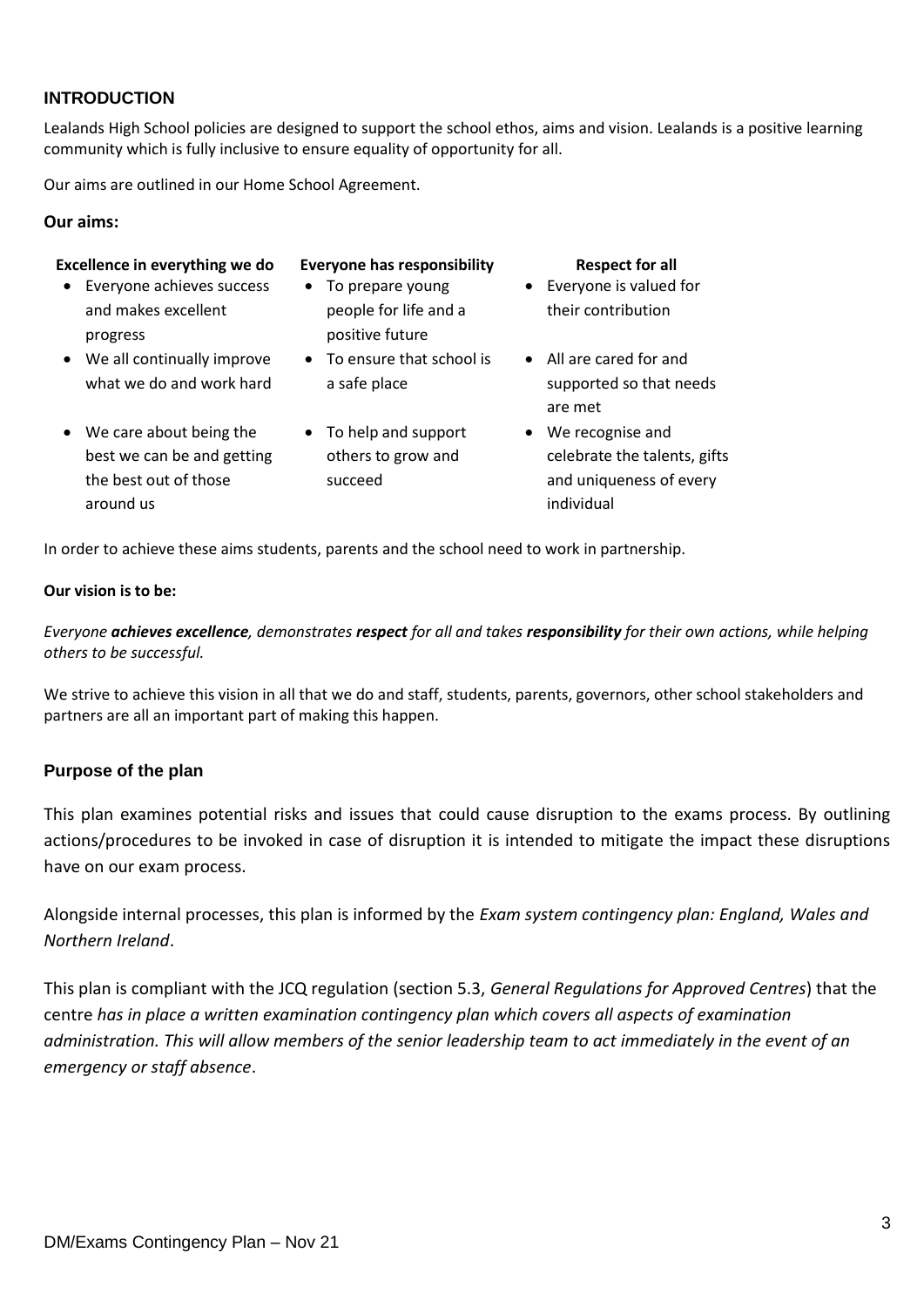## INTRODUCTION

Lealands High School policies are designed to support the school ethos, aims and vision. Lealands is a positive learning community which is fully inclusive to ensure equality of opportunity for all.

Our aims are outlined in our Home School Agreement.

### Our aims:

| Excellence in everything we do | Everyone has responsibility | Respect for all |
|---|---|---|
| • Everyone achieves success and makes excellent progress | • To prepare young people for life and a positive future | • Everyone is valued for their contribution |
| • We all continually improve what we do and work hard | • To ensure that school is a safe place | • All are cared for and supported so that needs are met |
| • We care about being the best we can be and getting the best out of those around us | • To help and support others to grow and succeed | • We recognise and celebrate the talents, gifts and uniqueness of every individual |

In order to achieve these aims students, parents and the school need to work in partnership.

**Our vision is to be:**

*Everyone **achieves excellence**, demonstrates **respect** for all and takes **responsibility** for their own actions, while helping others to be successful.*

We strive to achieve this vision in all that we do and staff, students, parents, governors, other school stakeholders and partners are all an important part of making this happen.

### Purpose of the plan

This plan examines potential risks and issues that could cause disruption to the exams process. By outlining actions/procedures to be invoked in case of disruption it is intended to mitigate the impact these disruptions have on our exam process.

Alongside internal processes, this plan is informed by the *Exam system contingency plan: England, Wales and Northern Ireland*.

This plan is compliant with the JCQ regulation (section 5.3, *General Regulations for Approved Centres*) that the centre *has in place a written examination contingency plan which covers all aspects of examination administration. This will allow members of the senior leadership team to act immediately in the event of an emergency or staff absence*.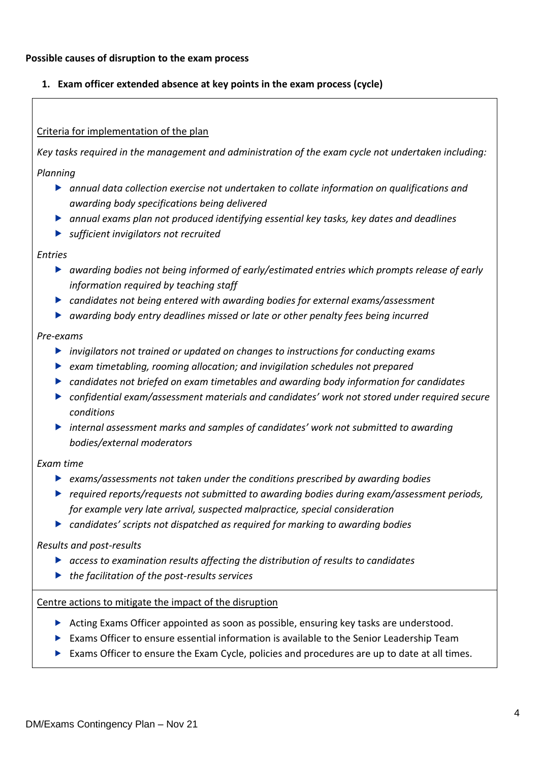**Possible causes of disruption to the exam process**

1. **Exam officer extended absence at key points in the exam process (cycle)**

<u>Criteria for implementation of the plan</u>

*Key tasks required in the management and administration of the exam cycle not undertaken including:*

*Planning*

- *annual data collection exercise not undertaken to collate information on qualifications and awarding body specifications being delivered*
- *annual exams plan not produced identifying essential key tasks, key dates and deadlines*
- *sufficient invigilators not recruited*

*Entries*

- *awarding bodies not being informed of early/estimated entries which prompts release of early information required by teaching staff*
- *candidates not being entered with awarding bodies for external exams/assessment*
- *awarding body entry deadlines missed or late or other penalty fees being incurred*

*Pre-exams*

- *invigilators not trained or updated on changes to instructions for conducting exams*
- *exam timetabling, rooming allocation; and invigilation schedules not prepared*
- *candidates not briefed on exam timetables and awarding body information for candidates*
- *confidential exam/assessment materials and candidates' work not stored under required secure conditions*
- *internal assessment marks and samples of candidates' work not submitted to awarding bodies/external moderators*

*Exam time*

- *exams/assessments not taken under the conditions prescribed by awarding bodies*
- *required reports/requests not submitted to awarding bodies during exam/assessment periods, for example very late arrival, suspected malpractice, special consideration*
- *candidates' scripts not dispatched as required for marking to awarding bodies*

*Results and post-results*

- *access to examination results affecting the distribution of results to candidates*
- *the facilitation of the post-results services*

<u>Centre actions to mitigate the impact of the disruption</u>

- Acting Exams Officer appointed as soon as possible, ensuring key tasks are understood.
- Exams Officer to ensure essential information is available to the Senior Leadership Team
- Exams Officer to ensure the Exam Cycle, policies and procedures are up to date at all times.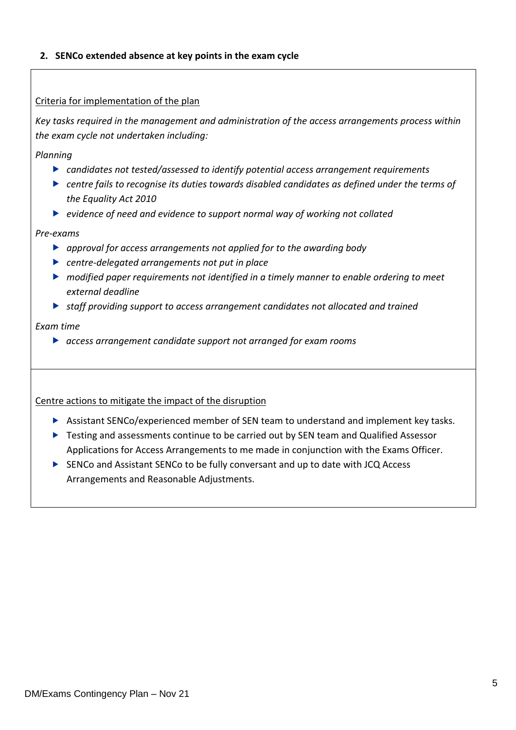## 2. SENCo extended absence at key points in the exam cycle

Criteria for implementation of the plan

*Key tasks required in the management and administration of the access arrangements process within the exam cycle not undertaken including:*

*Planning*

- *candidates not tested/assessed to identify potential access arrangement requirements*
- *centre fails to recognise its duties towards disabled candidates as defined under the terms of the Equality Act 2010*
- *evidence of need and evidence to support normal way of working not collated*

*Pre-exams*

- *approval for access arrangements not applied for to the awarding body*
- *centre-delegated arrangements not put in place*
- *modified paper requirements not identified in a timely manner to enable ordering to meet external deadline*
- *staff providing support to access arrangement candidates not allocated and trained*

*Exam time*

- *access arrangement candidate support not arranged for exam rooms*

Centre actions to mitigate the impact of the disruption

- Assistant SENCo/experienced member of SEN team to understand and implement key tasks.
- Testing and assessments continue to be carried out by SEN team and Qualified Assessor Applications for Access Arrangements to me made in conjunction with the Exams Officer.
- SENCo and Assistant SENCo to be fully conversant and up to date with JCQ Access Arrangements and Reasonable Adjustments.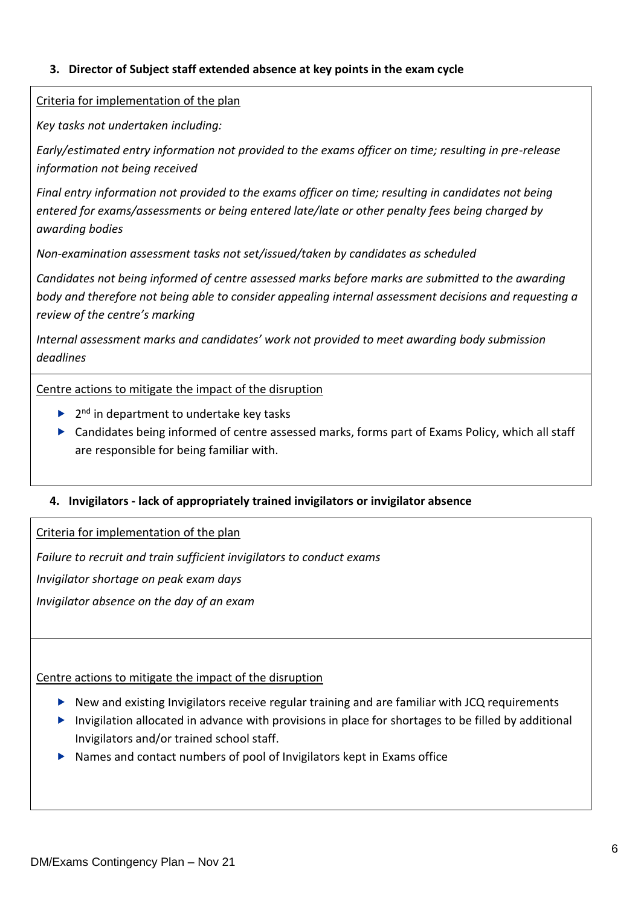### 3. Director of Subject staff extended absence at key points in the exam cycle

Criteria for implementation of the plan

*Key tasks not undertaken including:*

*Early/estimated entry information not provided to the exams officer on time; resulting in pre-release information not being received*

*Final entry information not provided to the exams officer on time; resulting in candidates not being entered for exams/assessments or being entered late/late or other penalty fees being charged by awarding bodies*

*Non-examination assessment tasks not set/issued/taken by candidates as scheduled*

*Candidates not being informed of centre assessed marks before marks are submitted to the awarding body and therefore not being able to consider appealing internal assessment decisions and requesting a review of the centre's marking*

*Internal assessment marks and candidates' work not provided to meet awarding body submission deadlines*

Centre actions to mitigate the impact of the disruption

- 2nd in department to undertake key tasks
- Candidates being informed of centre assessed marks, forms part of Exams Policy, which all staff are responsible for being familiar with.

### 4. Invigilators - lack of appropriately trained invigilators or invigilator absence

Criteria for implementation of the plan

*Failure to recruit and train sufficient invigilators to conduct exams*

*Invigilator shortage on peak exam days*

*Invigilator absence on the day of an exam*

Centre actions to mitigate the impact of the disruption

- New and existing Invigilators receive regular training and are familiar with JCQ requirements
- Invigilation allocated in advance with provisions in place for shortages to be filled by additional Invigilators and/or trained school staff.
- Names and contact numbers of pool of Invigilators kept in Exams office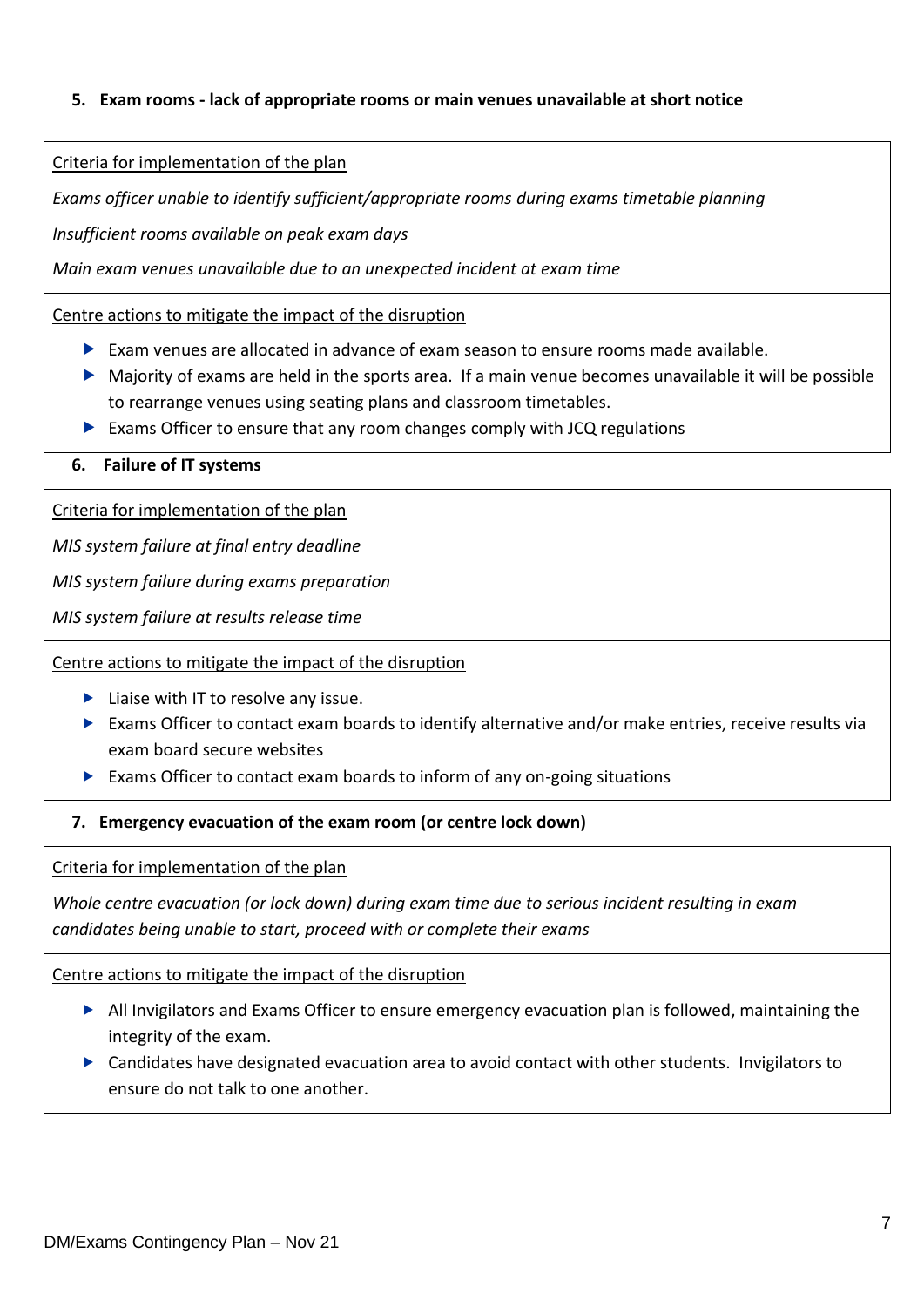**5. Exam rooms - lack of appropriate rooms or main venues unavailable at short notice**

Criteria for implementation of the plan

*Exams officer unable to identify sufficient/appropriate rooms during exams timetable planning*

*Insufficient rooms available on peak exam days*

*Main exam venues unavailable due to an unexpected incident at exam time*

Centre actions to mitigate the impact of the disruption

- Exam venues are allocated in advance of exam season to ensure rooms made available.
- Majority of exams are held in the sports area. If a main venue becomes unavailable it will be possible to rearrange venues using seating plans and classroom timetables.
- Exams Officer to ensure that any room changes comply with JCQ regulations

**6. Failure of IT systems**

Criteria for implementation of the plan

*MIS system failure at final entry deadline*

*MIS system failure during exams preparation*

*MIS system failure at results release time*

Centre actions to mitigate the impact of the disruption

- Liaise with IT to resolve any issue.
- Exams Officer to contact exam boards to identify alternative and/or make entries, receive results via exam board secure websites
- Exams Officer to contact exam boards to inform of any on-going situations

**7. Emergency evacuation of the exam room (or centre lock down)**

Criteria for implementation of the plan

*Whole centre evacuation (or lock down) during exam time due to serious incident resulting in exam candidates being unable to start, proceed with or complete their exams*

Centre actions to mitigate the impact of the disruption

- All Invigilators and Exams Officer to ensure emergency evacuation plan is followed, maintaining the integrity of the exam.
- Candidates have designated evacuation area to avoid contact with other students. Invigilators to ensure do not talk to one another.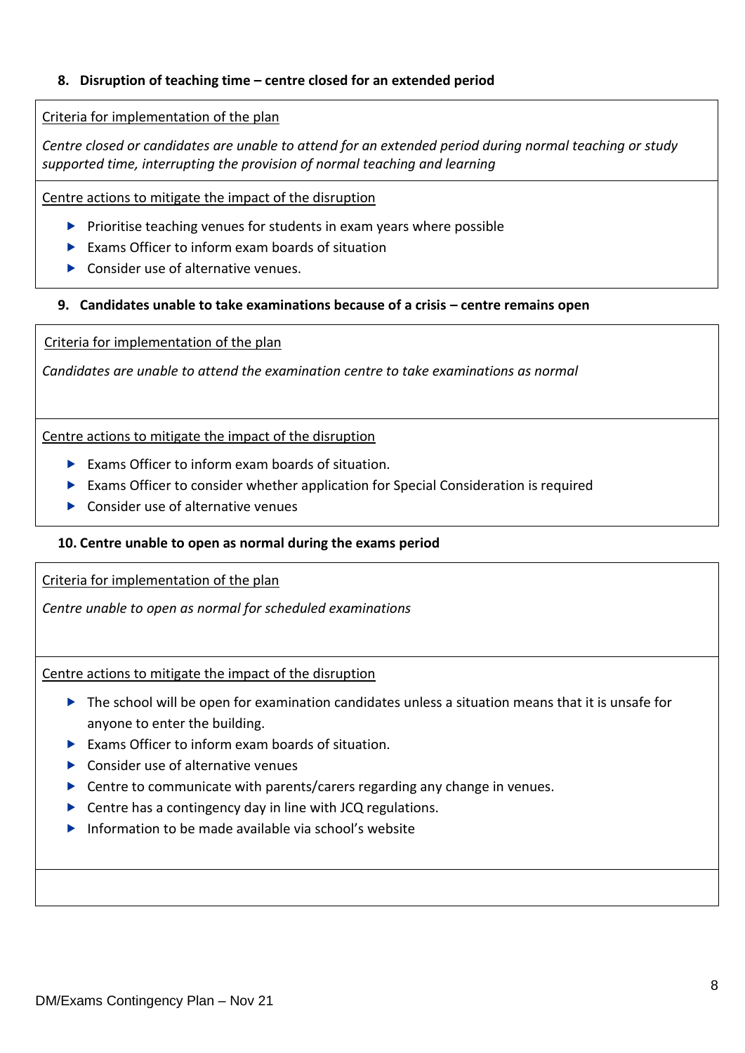**8. Disruption of teaching time – centre closed for an extended period**

Criteria for implementation of the plan

*Centre closed or candidates are unable to attend for an extended period during normal teaching or study supported time, interrupting the provision of normal teaching and learning*

Centre actions to mitigate the impact of the disruption

- Prioritise teaching venues for students in exam years where possible
- Exams Officer to inform exam boards of situation
- Consider use of alternative venues.

**9. Candidates unable to take examinations because of a crisis – centre remains open**

Criteria for implementation of the plan

*Candidates are unable to attend the examination centre to take examinations as normal*

Centre actions to mitigate the impact of the disruption

- Exams Officer to inform exam boards of situation.
- Exams Officer to consider whether application for Special Consideration is required
- Consider use of alternative venues

**10. Centre unable to open as normal during the exams period**

Criteria for implementation of the plan

*Centre unable to open as normal for scheduled examinations*

Centre actions to mitigate the impact of the disruption

- The school will be open for examination candidates unless a situation means that it is unsafe for anyone to enter the building.
- Exams Officer to inform exam boards of situation.
- Consider use of alternative venues
- Centre to communicate with parents/carers regarding any change in venues.
- Centre has a contingency day in line with JCQ regulations.
- Information to be made available via school's website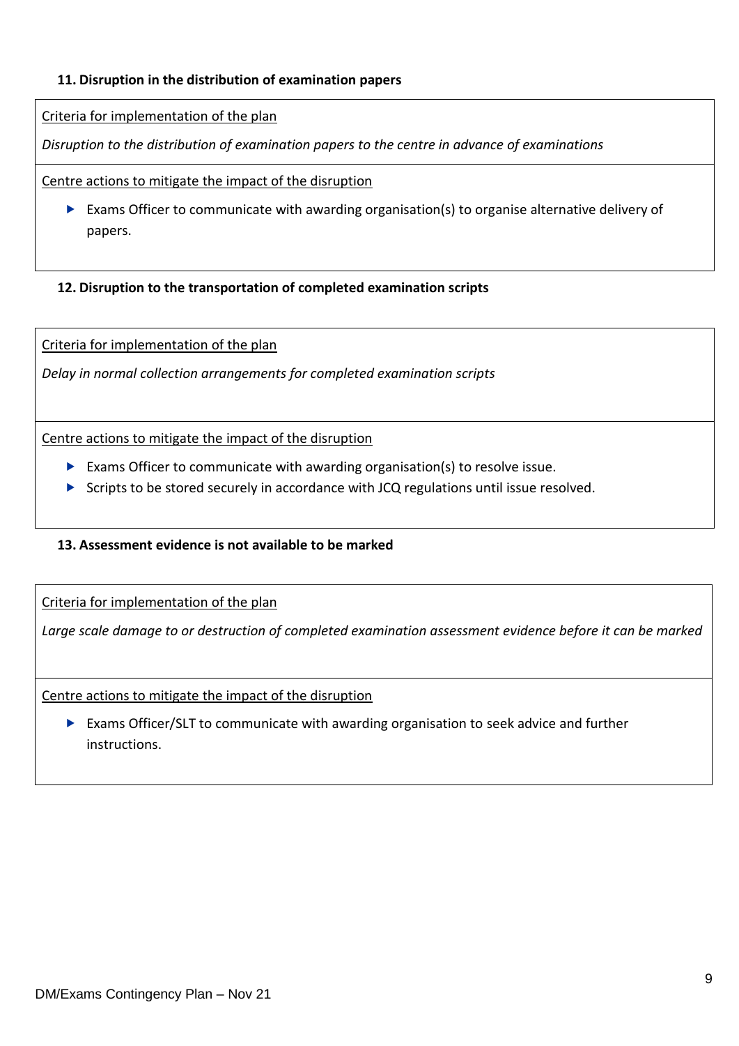### 11. Disruption in the distribution of examination papers

Criteria for implementation of the plan

*Disruption to the distribution of examination papers to the centre in advance of examinations*

Centre actions to mitigate the impact of the disruption

- Exams Officer to communicate with awarding organisation(s) to organise alternative delivery of papers.

### 12. Disruption to the transportation of completed examination scripts

Criteria for implementation of the plan

*Delay in normal collection arrangements for completed examination scripts*

Centre actions to mitigate the impact of the disruption

- Exams Officer to communicate with awarding organisation(s) to resolve issue.
- Scripts to be stored securely in accordance with JCQ regulations until issue resolved.

### 13. Assessment evidence is not available to be marked

Criteria for implementation of the plan

*Large scale damage to or destruction of completed examination assessment evidence before it can be marked*

Centre actions to mitigate the impact of the disruption

- Exams Officer/SLT to communicate with awarding organisation to seek advice and further instructions.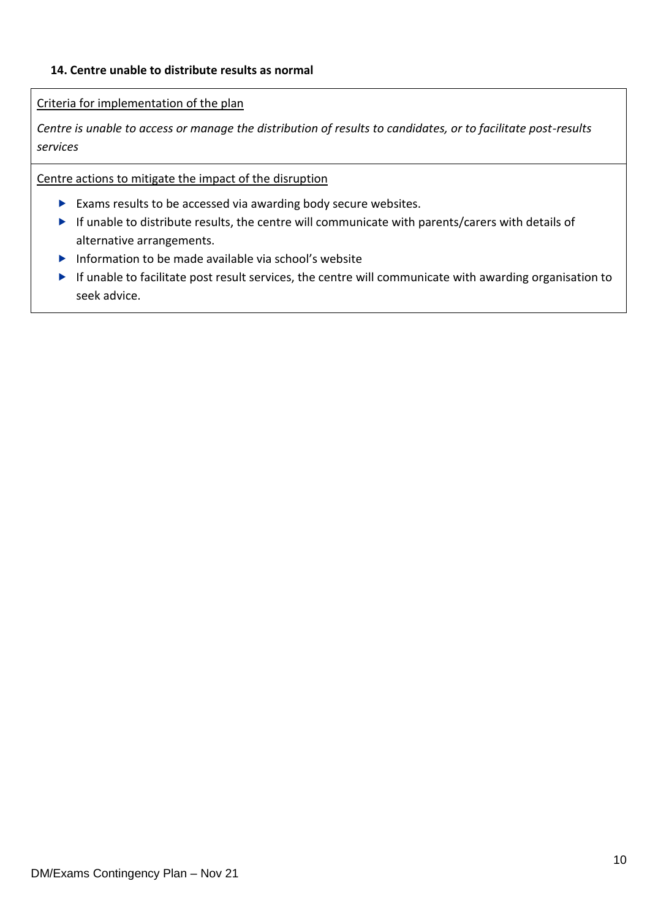**14. Centre unable to distribute results as normal**

Criteria for implementation of the plan

*Centre is unable to access or manage the distribution of results to candidates, or to facilitate post-results services*

Centre actions to mitigate the impact of the disruption

- Exams results to be accessed via awarding body secure websites.
- If unable to distribute results, the centre will communicate with parents/carers with details of alternative arrangements.
- Information to be made available via school's website
- If unable to facilitate post result services, the centre will communicate with awarding organisation to seek advice.